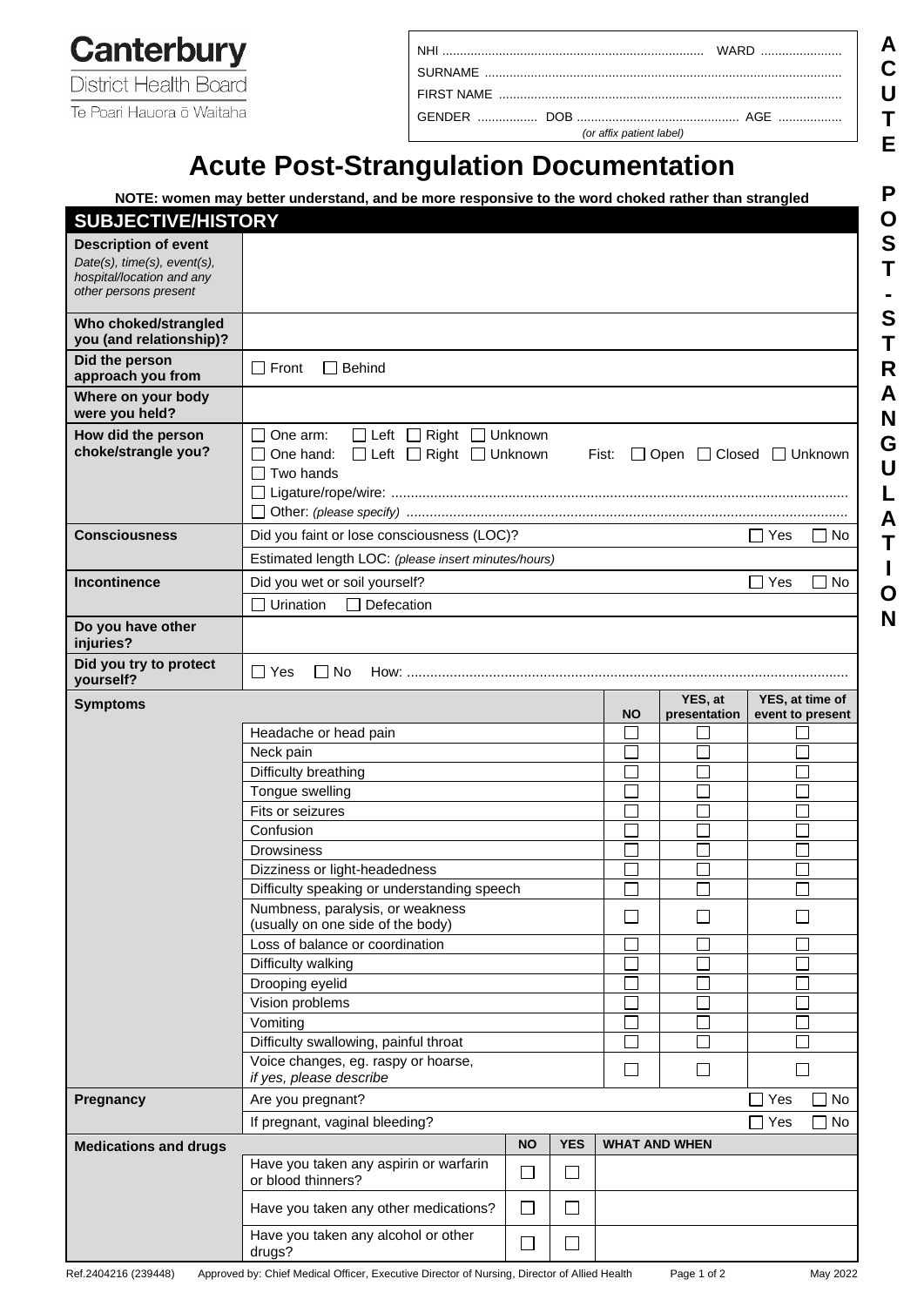**Canterbury**
District Health Board
Te Poari Hauora ō Waitaha

NHI .......................................................................... WARD .......................
SURNAME ..................................................................................................
FIRST NAME ...............................................................................................
GENDER ................. DOB ............................................. AGE ..................
*(or affix patient label)*

**ACUTE POST-STRANGULATION**

# Acute Post-Strangulation Documentation

**NOTE: women may better understand, and be more responsive to the word choked rather than strangled**

## SUBJECTIVE/HISTORY

| | |
|---|---|
| **Description of event** *Date(s), time(s), event(s), hospital/location and any other persons present* | |
| **Who choked/strangled you (and relationship)?** | |
| **Did the person approach you from** | ☐ Front ☐ Behind |
| **Where on your body were you held?** | |
| **How did the person choke/strangle you?** | ☐ One arm: ☐ Left ☐ Right ☐ Unknown<br>☐ One hand: ☐ Left ☐ Right ☐ Unknown Fist: ☐ Open ☐ Closed ☐ Unknown<br>☐ Two hands<br>☐ Ligature/rope/wire: ....................<br>☐ Other: *(please specify)* .................... |
| **Consciousness** | Did you faint or lose consciousness (LOC)? ☐ Yes ☐ No<br>Estimated length LOC: *(please insert minutes/hours)* |
| **Incontinence** | Did you wet or soil yourself? ☐ Yes ☐ No<br>☐ Urination ☐ Defecation |
| **Do you have other injuries?** | |
| **Did you try to protect yourself?** | ☐ Yes ☐ No How: .................... |

| **Symptoms** | NO | YES, at presentation | YES, at time of event to present |
|---|---|---|---|
| Headache or head pain | ☐ | ☐ | ☐ |
| Neck pain | ☐ | ☐ | ☐ |
| Difficulty breathing | ☐ | ☐ | ☐ |
| Tongue swelling | ☐ | ☐ | ☐ |
| Fits or seizures | ☐ | ☐ | ☐ |
| Confusion | ☐ | ☐ | ☐ |
| Drowsiness | ☐ | ☐ | ☐ |
| Dizziness or light-headedness | ☐ | ☐ | ☐ |
| Difficulty speaking or understanding speech | ☐ | ☐ | ☐ |
| Numbness, paralysis, or weakness (usually on one side of the body) | ☐ | ☐ | ☐ |
| Loss of balance or coordination | ☐ | ☐ | ☐ |
| Difficulty walking | ☐ | ☐ | ☐ |
| Drooping eyelid | ☐ | ☐ | ☐ |
| Vision problems | ☐ | ☐ | ☐ |
| Vomiting | ☐ | ☐ | ☐ |
| Difficulty swallowing, painful throat | ☐ | ☐ | ☐ |
| Voice changes, eg. raspy or hoarse, *if yes, please describe* | ☐ | ☐ | ☐ |

| | |
|---|---|
| **Pregnancy** | Are you pregnant? ☐ Yes ☐ No<br>If pregnant, vaginal bleeding? ☐ Yes ☐ No |

| **Medications and drugs** | NO | YES | WHAT AND WHEN |
|---|---|---|---|
| Have you taken any aspirin or warfarin or blood thinners? | ☐ | ☐ | |
| Have you taken any other medications? | ☐ | ☐ | |
| Have you taken any alcohol or other drugs? | ☐ | ☐ | |

Ref.2404216 (239448) Approved by: Chief Medical Officer, Executive Director of Nursing, Director of Allied Health May 2022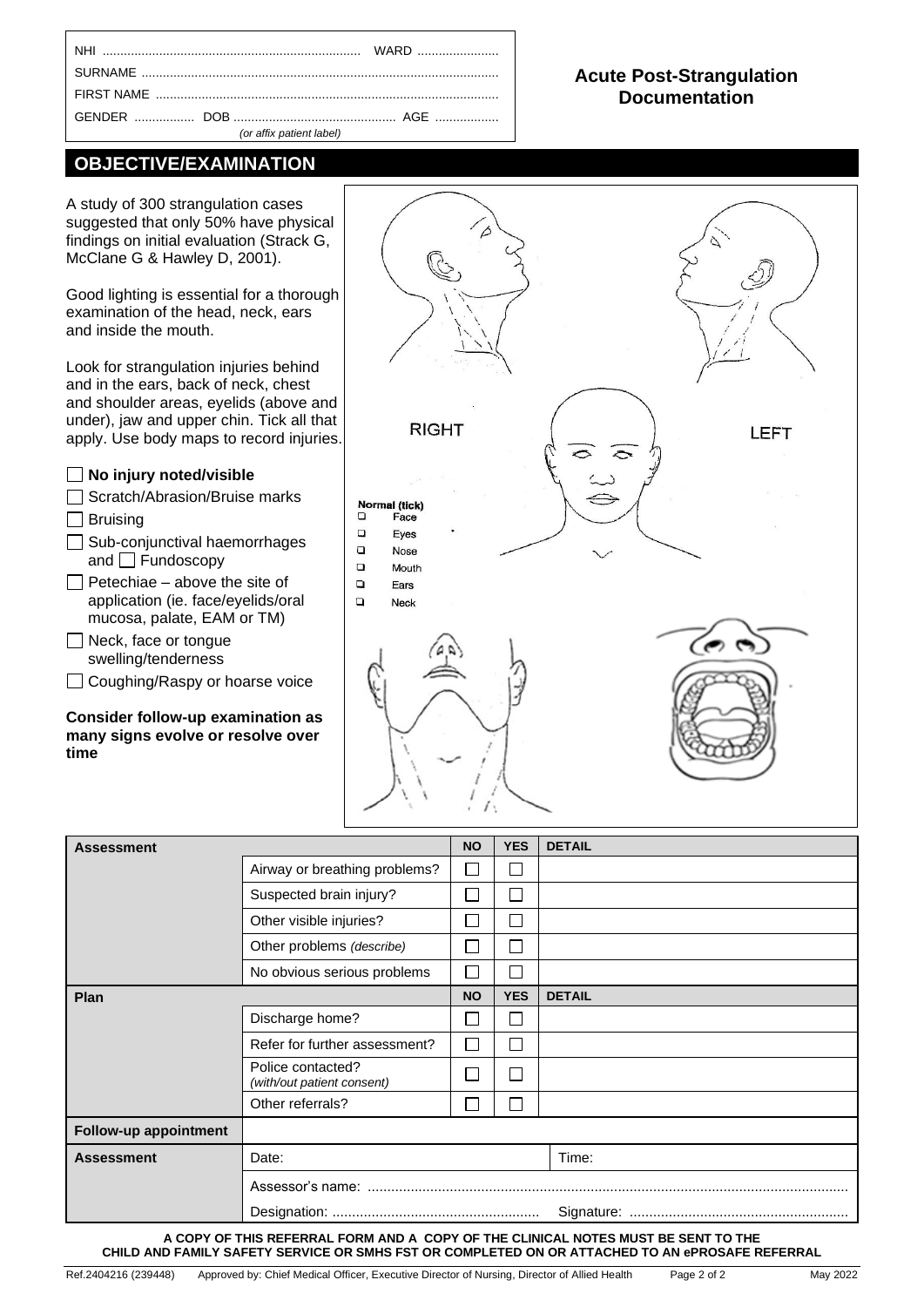NHI .......................................................................... WARD .......................

SURNAME ....................................................................................................

FIRST NAME ................................................................................................

GENDER ................. DOB ............................................. AGE ..................

*(or affix patient label)*

# Acute Post-Strangulation Documentation

## OBJECTIVE/EXAMINATION

A study of 300 strangulation cases suggested that only 50% have physical findings on initial evaluation (Strack G, McClane G & Hawley D, 2001).

Good lighting is essential for a thorough examination of the head, neck, ears and inside the mouth.

Look for strangulation injuries behind and in the ears, back of neck, chest and shoulder areas, eyelids (above and under), jaw and upper chin. Tick all that apply. Use body maps to record injuries.

- ☐ **No injury noted/visible**
- ☐ Scratch/Abrasion/Bruise marks
- ☐ Bruising
- ☐ Sub-conjunctival haemorrhages and ☐ Fundoscopy
- ☐ Petechiae – above the site of application (ie. face/eyelids/oral mucosa, palate, EAM or TM)
- ☐ Neck, face or tongue swelling/tenderness
- ☐ Coughing/Raspy or hoarse voice

**Consider follow-up examination as many signs evolve or resolve over time**

RIGHT

LEFT

**Normal (tick)**

- ☐ Face
- ☐ Eyes
- ☐ Nose
- ☐ Mouth
- ☐ Ears
- ☐ Neck

| **Assessment** | | **NO** | **YES** | **DETAIL** |
|---|---|---|---|---|
| | Airway or breathing problems? | ☐ | ☐ | |
| | Suspected brain injury? | ☐ | ☐ | |
| | Other visible injuries? | ☐ | ☐ | |
| | Other problems *(describe)* | ☐ | ☐ | |
| | No obvious serious problems | ☐ | ☐ | |
| **Plan** | | **NO** | **YES** | **DETAIL** |
| | Discharge home? | ☐ | ☐ | |
| | Refer for further assessment? | ☐ | ☐ | |
| | Police contacted? *(with/out patient consent)* | ☐ | ☐ | |
| | Other referrals? | ☐ | ☐ | |
| **Follow-up appointment** | | | | |
| **Assessment** | Date: | | | Time: |
| | Assessor's name: .......................................................................................................................... | | | |
| | Designation: ..................................................... | | | Signature: ........................................................ |

**A COPY OF THIS REFERRAL FORM AND A COPY OF THE CLINICAL NOTES MUST BE SENT TO THE CHILD AND FAMILY SAFETY SERVICE OR SMHS FST OR COMPLETED ON OR ATTACHED TO AN ePROSAFE REFERRAL**

Ref.2404216 (239448) Approved by: Chief Medical Officer, Executive Director of Nursing, Director of Allied Health May 2022